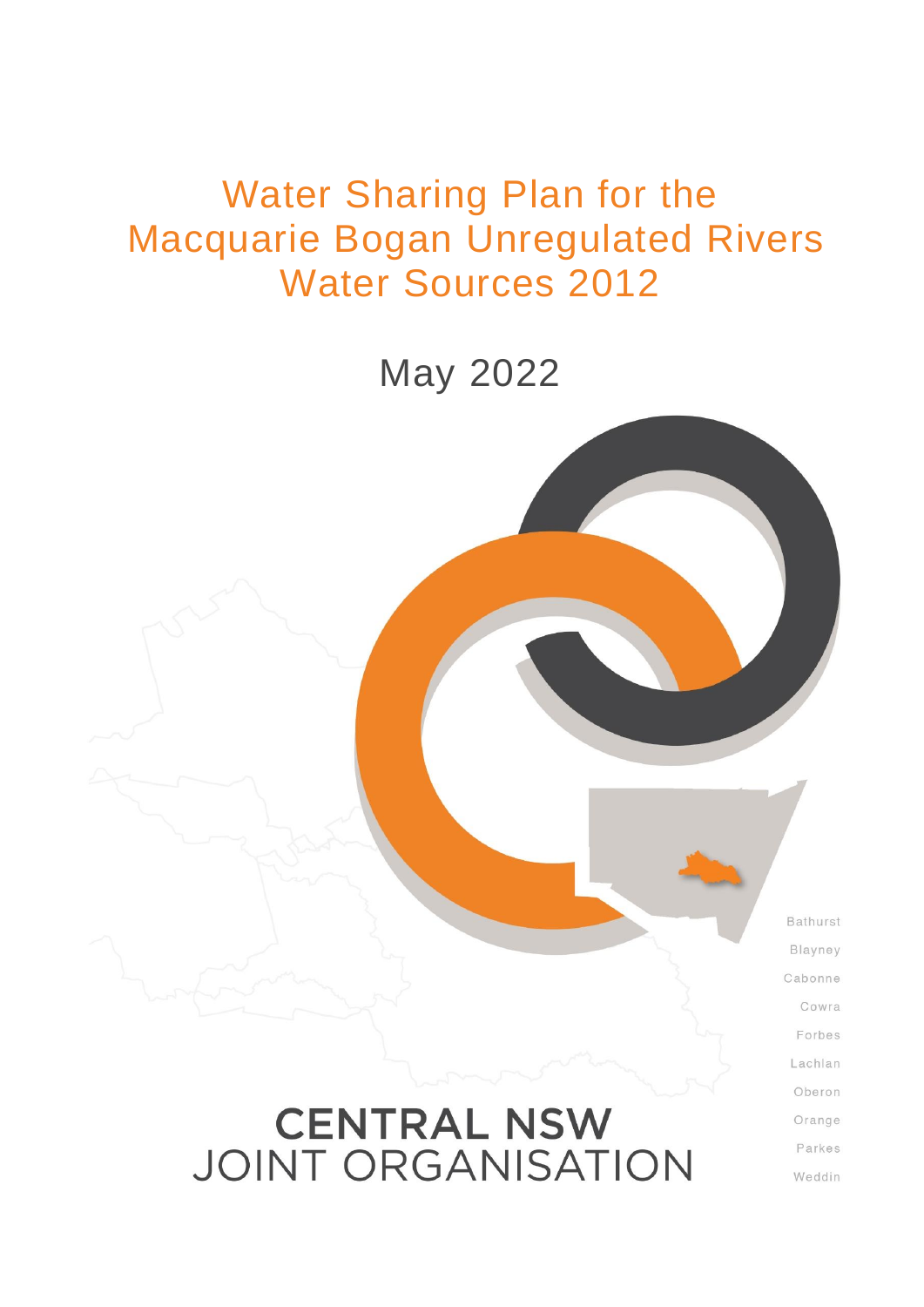# Water Sharing Plan for the Macquarie Bogan Unregulated Rivers Water Sources 2012

May 2022

Bathurst
Blayney
Cabonne
Cowra
Forbes
Lachlan
Oberon
Orange
Parkes
Weddin

**CENTRAL NSW**
JOINT ORGANISATION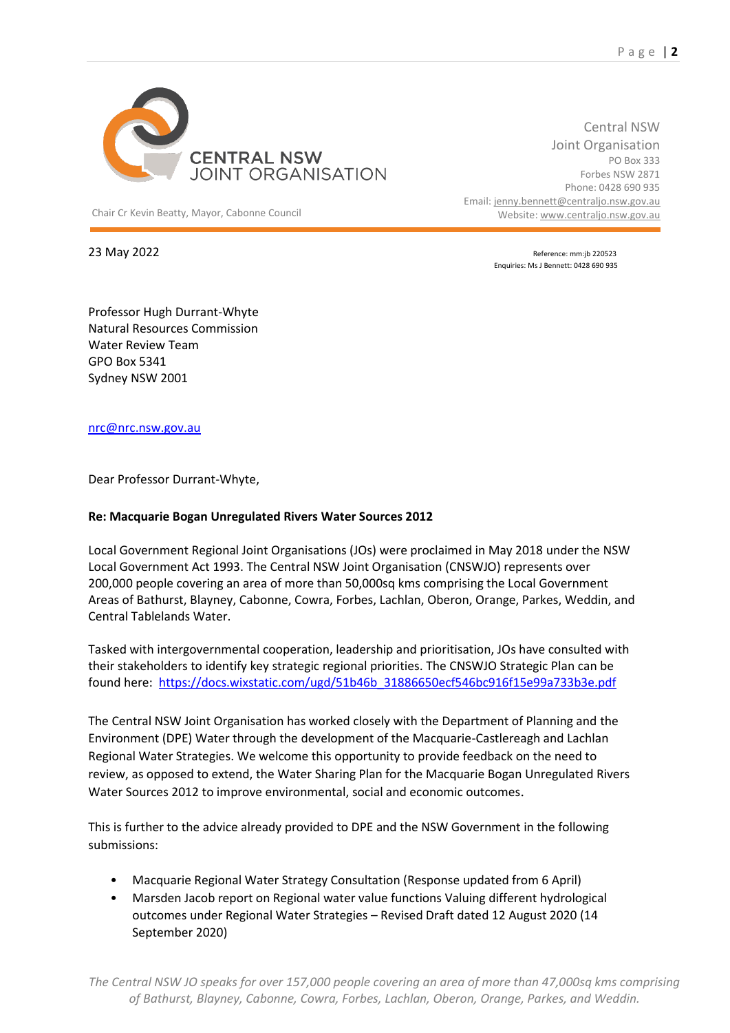CENTRAL NSW JOINT ORGANISATION

Chair Cr Kevin Beatty, Mayor, Cabonne Council

Central NSW
Joint Organisation
PO Box 333
Forbes NSW 2871
Phone: 0428 690 935
Email: jenny.bennett@centraljo.nsw.gov.au
Website: www.centraljo.nsw.gov.au

23 May 2022

Reference: mm:jb 220523
Enquiries: Ms J Bennett: 0428 690 935

Professor Hugh Durrant-Whyte
Natural Resources Commission
Water Review Team
GPO Box 5341
Sydney NSW 2001

nrc@nrc.nsw.gov.au

Dear Professor Durrant-Whyte,

**Re: Macquarie Bogan Unregulated Rivers Water Sources 2012**

Local Government Regional Joint Organisations (JOs) were proclaimed in May 2018 under the NSW Local Government Act 1993. The Central NSW Joint Organisation (CNSWJO) represents over 200,000 people covering an area of more than 50,000sq kms comprising the Local Government Areas of Bathurst, Blayney, Cabonne, Cowra, Forbes, Lachlan, Oberon, Orange, Parkes, Weddin, and Central Tablelands Water.

Tasked with intergovernmental cooperation, leadership and prioritisation, JOs have consulted with their stakeholders to identify key strategic regional priorities. The CNSWJO Strategic Plan can be found here: https://docs.wixstatic.com/ugd/51b46b_31886650ecf546bc916f15e99a733b3e.pdf

The Central NSW Joint Organisation has worked closely with the Department of Planning and the Environment (DPE) Water through the development of the Macquarie-Castlereagh and Lachlan Regional Water Strategies. We welcome this opportunity to provide feedback on the need to review, as opposed to extend, the Water Sharing Plan for the Macquarie Bogan Unregulated Rivers Water Sources 2012 to improve environmental, social and economic outcomes.

This is further to the advice already provided to DPE and the NSW Government in the following submissions:

- Macquarie Regional Water Strategy Consultation (Response updated from 6 April)
- Marsden Jacob report on Regional water value functions Valuing different hydrological outcomes under Regional Water Strategies – Revised Draft dated 12 August 2020 (14 September 2020)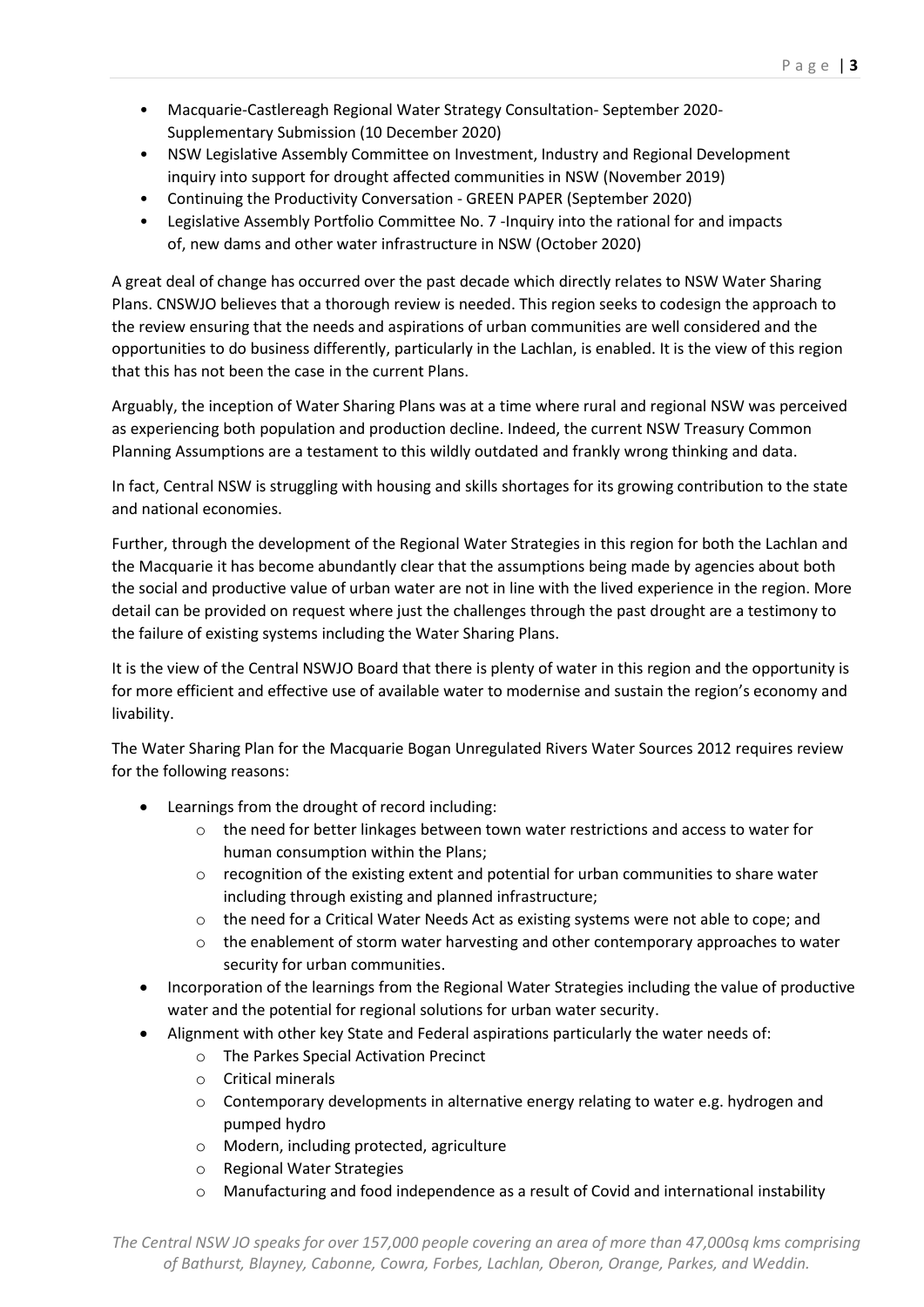- Macquarie-Castlereagh Regional Water Strategy Consultation- September 2020- Supplementary Submission (10 December 2020)
- NSW Legislative Assembly Committee on Investment, Industry and Regional Development inquiry into support for drought affected communities in NSW (November 2019)
- Continuing the Productivity Conversation - GREEN PAPER (September 2020)
- Legislative Assembly Portfolio Committee No. 7 -Inquiry into the rational for and impacts of, new dams and other water infrastructure in NSW (October 2020)

A great deal of change has occurred over the past decade which directly relates to NSW Water Sharing Plans. CNSWJO believes that a thorough review is needed. This region seeks to codesign the approach to the review ensuring that the needs and aspirations of urban communities are well considered and the opportunities to do business differently, particularly in the Lachlan, is enabled. It is the view of this region that this has not been the case in the current Plans.

Arguably, the inception of Water Sharing Plans was at a time where rural and regional NSW was perceived as experiencing both population and production decline. Indeed, the current NSW Treasury Common Planning Assumptions are a testament to this wildly outdated and frankly wrong thinking and data.

In fact, Central NSW is struggling with housing and skills shortages for its growing contribution to the state and national economies.

Further, through the development of the Regional Water Strategies in this region for both the Lachlan and the Macquarie it has become abundantly clear that the assumptions being made by agencies about both the social and productive value of urban water are not in line with the lived experience in the region. More detail can be provided on request where just the challenges through the past drought are a testimony to the failure of existing systems including the Water Sharing Plans.

It is the view of the Central NSWJO Board that there is plenty of water in this region and the opportunity is for more efficient and effective use of available water to modernise and sustain the region's economy and livability.

The Water Sharing Plan for the Macquarie Bogan Unregulated Rivers Water Sources 2012 requires review for the following reasons:

- Learnings from the drought of record including:
    - the need for better linkages between town water restrictions and access to water for human consumption within the Plans;
    - recognition of the existing extent and potential for urban communities to share water including through existing and planned infrastructure;
    - the need for a Critical Water Needs Act as existing systems were not able to cope; and
    - the enablement of storm water harvesting and other contemporary approaches to water security for urban communities.
- Incorporation of the learnings from the Regional Water Strategies including the value of productive water and the potential for regional solutions for urban water security.
- Alignment with other key State and Federal aspirations particularly the water needs of:
    - The Parkes Special Activation Precinct
    - Critical minerals
    - Contemporary developments in alternative energy relating to water e.g. hydrogen and pumped hydro
    - Modern, including protected, agriculture
    - Regional Water Strategies
    - Manufacturing and food independence as a result of Covid and international instability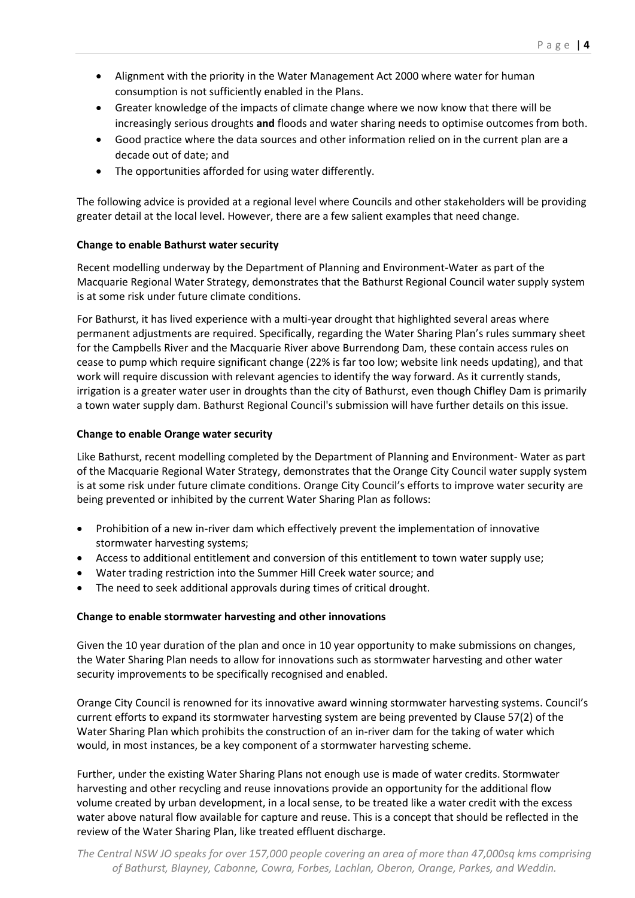- Alignment with the priority in the Water Management Act 2000 where water for human consumption is not sufficiently enabled in the Plans.
- Greater knowledge of the impacts of climate change where we now know that there will be increasingly serious droughts **and** floods and water sharing needs to optimise outcomes from both.
- Good practice where the data sources and other information relied on in the current plan are a decade out of date; and
- The opportunities afforded for using water differently.

The following advice is provided at a regional level where Councils and other stakeholders will be providing greater detail at the local level. However, there are a few salient examples that need change.

**Change to enable Bathurst water security**

Recent modelling underway by the Department of Planning and Environment-Water as part of the Macquarie Regional Water Strategy, demonstrates that the Bathurst Regional Council water supply system is at some risk under future climate conditions.

For Bathurst, it has lived experience with a multi-year drought that highlighted several areas where permanent adjustments are required. Specifically, regarding the Water Sharing Plan's rules summary sheet for the Campbells River and the Macquarie River above Burrendong Dam, these contain access rules on cease to pump which require significant change (22% is far too low; website link needs updating), and that work will require discussion with relevant agencies to identify the way forward. As it currently stands, irrigation is a greater water user in droughts than the city of Bathurst, even though Chifley Dam is primarily a town water supply dam. Bathurst Regional Council's submission will have further details on this issue.

**Change to enable Orange water security**

Like Bathurst, recent modelling completed by the Department of Planning and Environment- Water as part of the Macquarie Regional Water Strategy, demonstrates that the Orange City Council water supply system is at some risk under future climate conditions. Orange City Council's efforts to improve water security are being prevented or inhibited by the current Water Sharing Plan as follows:

- Prohibition of a new in-river dam which effectively prevent the implementation of innovative stormwater harvesting systems;
- Access to additional entitlement and conversion of this entitlement to town water supply use;
- Water trading restriction into the Summer Hill Creek water source; and
- The need to seek additional approvals during times of critical drought.

**Change to enable stormwater harvesting and other innovations**

Given the 10 year duration of the plan and once in 10 year opportunity to make submissions on changes, the Water Sharing Plan needs to allow for innovations such as stormwater harvesting and other water security improvements to be specifically recognised and enabled.

Orange City Council is renowned for its innovative award winning stormwater harvesting systems. Council's current efforts to expand its stormwater harvesting system are being prevented by Clause 57(2) of the Water Sharing Plan which prohibits the construction of an in-river dam for the taking of water which would, in most instances, be a key component of a stormwater harvesting scheme.

Further, under the existing Water Sharing Plans not enough use is made of water credits. Stormwater harvesting and other recycling and reuse innovations provide an opportunity for the additional flow volume created by urban development, in a local sense, to be treated like a water credit with the excess water above natural flow available for capture and reuse. This is a concept that should be reflected in the review of the Water Sharing Plan, like treated effluent discharge.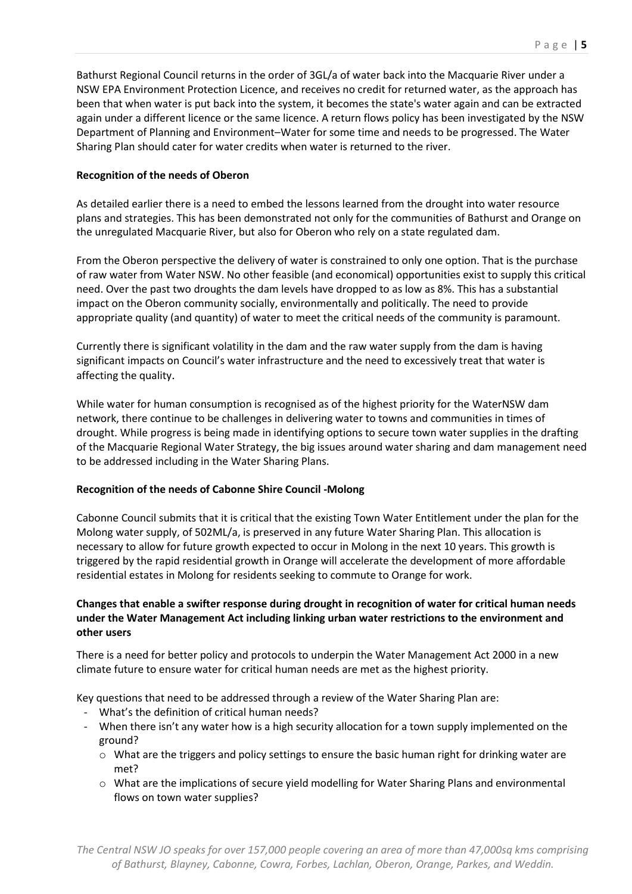Bathurst Regional Council returns in the order of 3GL/a of water back into the Macquarie River under a NSW EPA Environment Protection Licence, and receives no credit for returned water, as the approach has been that when water is put back into the system, it becomes the state's water again and can be extracted again under a different licence or the same licence. A return flows policy has been investigated by the NSW Department of Planning and Environment–Water for some time and needs to be progressed. The Water Sharing Plan should cater for water credits when water is returned to the river.

**Recognition of the needs of Oberon**

As detailed earlier there is a need to embed the lessons learned from the drought into water resource plans and strategies. This has been demonstrated not only for the communities of Bathurst and Orange on the unregulated Macquarie River, but also for Oberon who rely on a state regulated dam.

From the Oberon perspective the delivery of water is constrained to only one option. That is the purchase of raw water from Water NSW. No other feasible (and economical) opportunities exist to supply this critical need. Over the past two droughts the dam levels have dropped to as low as 8%. This has a substantial impact on the Oberon community socially, environmentally and politically. The need to provide appropriate quality (and quantity) of water to meet the critical needs of the community is paramount.

Currently there is significant volatility in the dam and the raw water supply from the dam is having significant impacts on Council's water infrastructure and the need to excessively treat that water is affecting the quality.

While water for human consumption is recognised as of the highest priority for the WaterNSW dam network, there continue to be challenges in delivering water to towns and communities in times of drought. While progress is being made in identifying options to secure town water supplies in the drafting of the Macquarie Regional Water Strategy, the big issues around water sharing and dam management need to be addressed including in the Water Sharing Plans.

**Recognition of the needs of Cabonne Shire Council -Molong**

Cabonne Council submits that it is critical that the existing Town Water Entitlement under the plan for the Molong water supply, of 502ML/a, is preserved in any future Water Sharing Plan. This allocation is necessary to allow for future growth expected to occur in Molong in the next 10 years. This growth is triggered by the rapid residential growth in Orange will accelerate the development of more affordable residential estates in Molong for residents seeking to commute to Orange for work.

**Changes that enable a swifter response during drought in recognition of water for critical human needs under the Water Management Act including linking urban water restrictions to the environment and other users**

There is a need for better policy and protocols to underpin the Water Management Act 2000 in a new climate future to ensure water for critical human needs are met as the highest priority.

Key questions that need to be addressed through a review of the Water Sharing Plan are:

- What's the definition of critical human needs?
- When there isn't any water how is a high security allocation for a town supply implemented on the ground?
  - What are the triggers and policy settings to ensure the basic human right for drinking water are met?
  - What are the implications of secure yield modelling for Water Sharing Plans and environmental flows on town water supplies?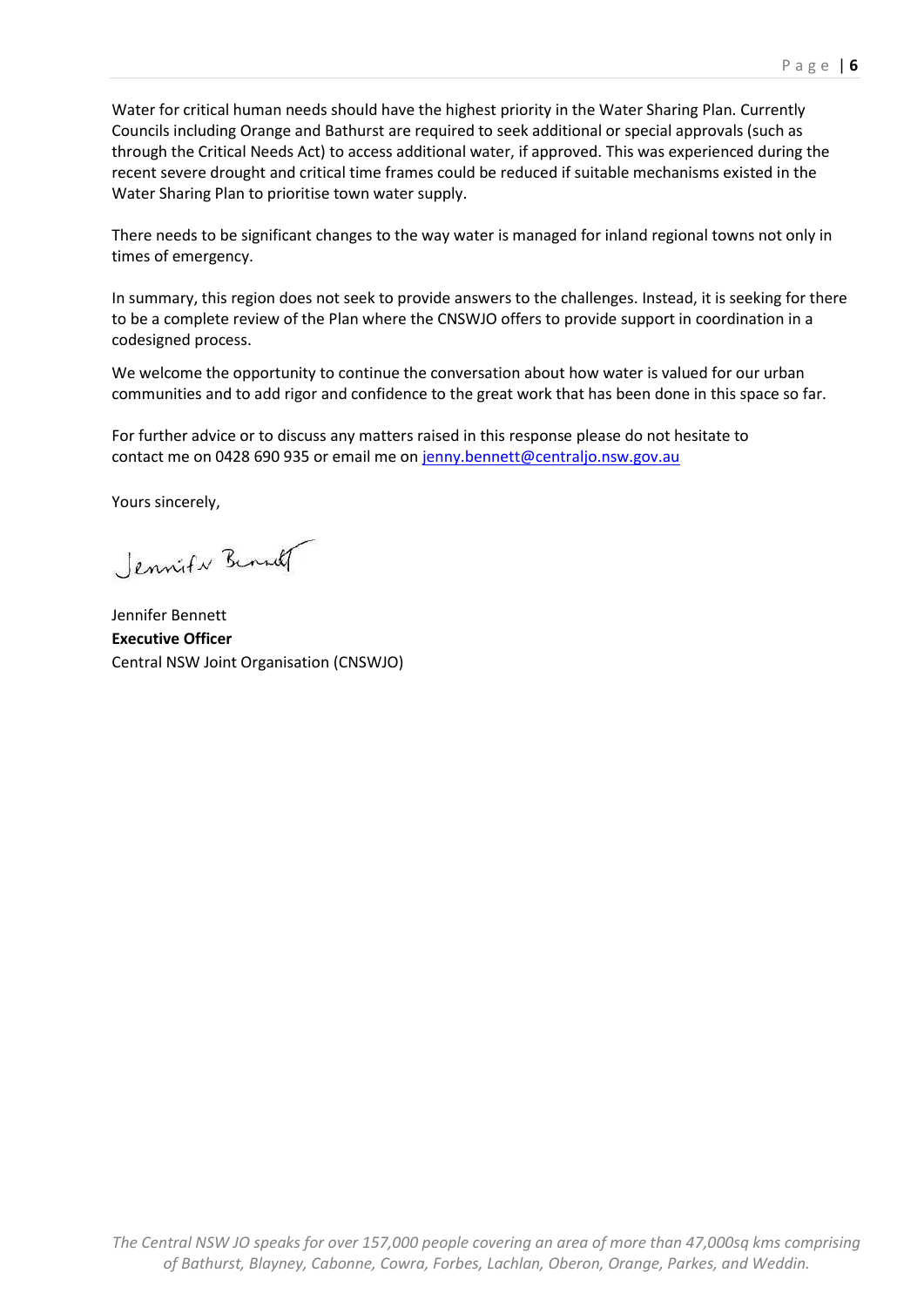Water for critical human needs should have the highest priority in the Water Sharing Plan. Currently Councils including Orange and Bathurst are required to seek additional or special approvals (such as through the Critical Needs Act) to access additional water, if approved. This was experienced during the recent severe drought and critical time frames could be reduced if suitable mechanisms existed in the Water Sharing Plan to prioritise town water supply.

There needs to be significant changes to the way water is managed for inland regional towns not only in times of emergency.

In summary, this region does not seek to provide answers to the challenges. Instead, it is seeking for there to be a complete review of the Plan where the CNSWJO offers to provide support in coordination in a codesigned process.

We welcome the opportunity to continue the conversation about how water is valued for our urban communities and to add rigor and confidence to the great work that has been done in this space so far.

For further advice or to discuss any matters raised in this response please do not hesitate to contact me on 0428 690 935 or email me on jenny.bennett@centraljo.nsw.gov.au

Yours sincerely,

Jennifer Bennett

Jennifer Bennett
**Executive Officer**
Central NSW Joint Organisation (CNSWJO)

*The Central NSW JO speaks for over 157,000 people covering an area of more than 47,000sq kms comprising of Bathurst, Blayney, Cabonne, Cowra, Forbes, Lachlan, Oberon, Orange, Parkes, and Weddin.*